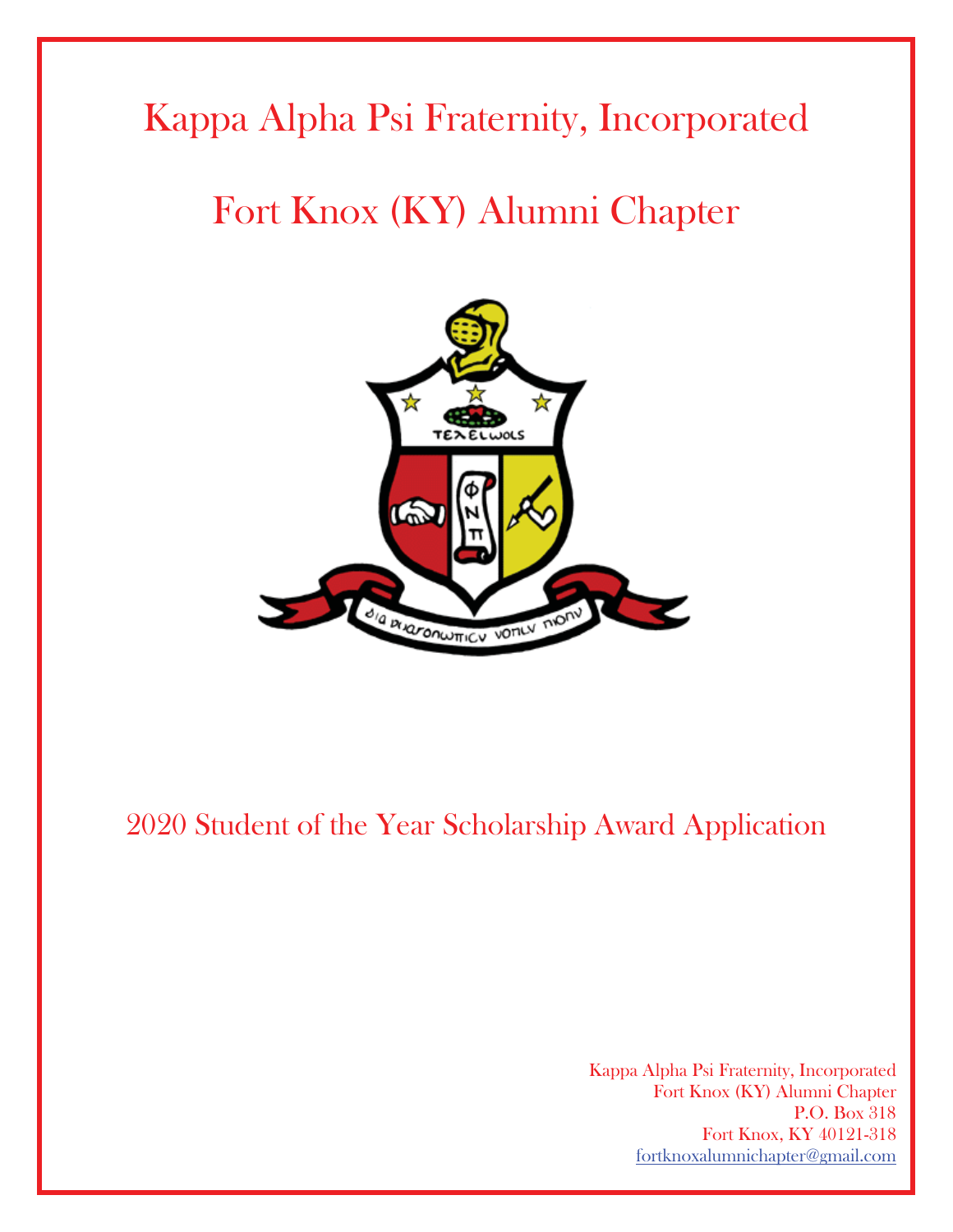# Kappa Alpha Psi Fraternity, Incorporated

## Fort Knox (KY) Alumni Chapter

## 2020 Student of the Year Scholarship Award Application

Kappa Alpha Psi Fraternity, Incorporated
Fort Knox (KY) Alumni Chapter
P.O. Box 318
Fort Knox, KY 40121-318
fortknoxalumnichapter@gmail.com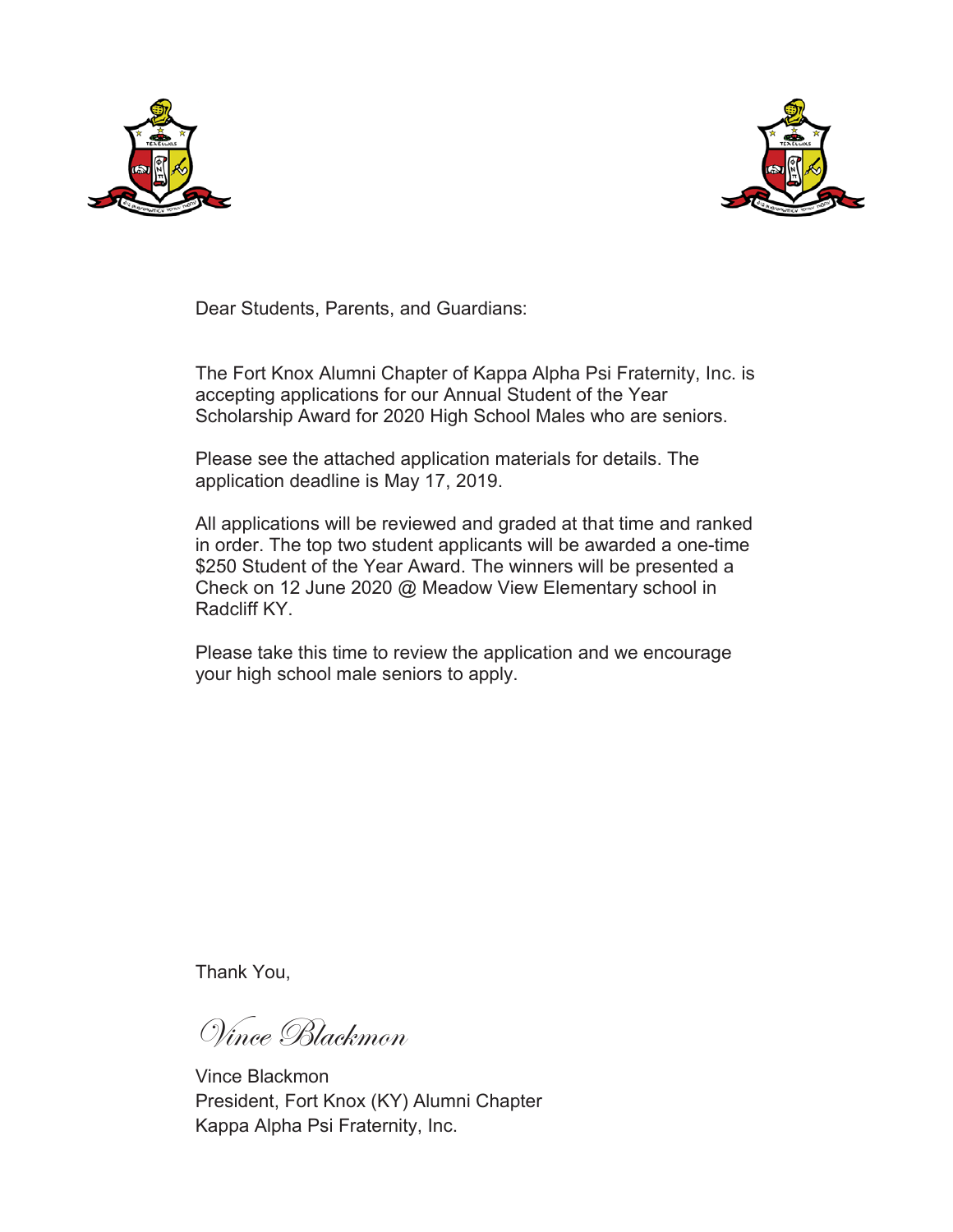Dear Students, Parents, and Guardians:

The Fort Knox Alumni Chapter of Kappa Alpha Psi Fraternity, Inc. is accepting applications for our Annual Student of the Year Scholarship Award for 2020 High School Males who are seniors.

Please see the attached application materials for details. The application deadline is May 17, 2019.

All applications will be reviewed and graded at that time and ranked in order. The top two student applicants will be awarded a one-time $250 Student of the Year Award. The winners will be presented a Check on 12 June 2020 @ Meadow View Elementary school in Radcliff KY.

Please take this time to review the application and we encourage your high school male seniors to apply.

Thank You,

*Vince Blackmon*

Vince Blackmon
President, Fort Knox (KY) Alumni Chapter
Kappa Alpha Psi Fraternity, Inc.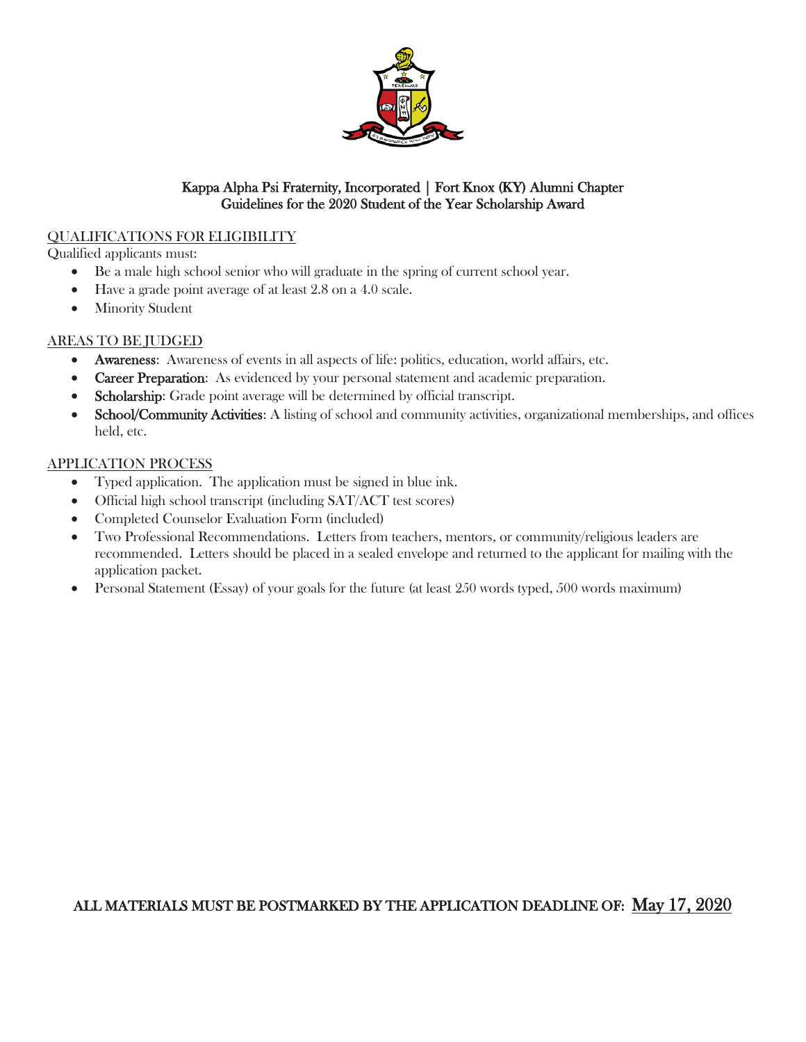**Kappa Alpha Psi Fraternity, Incorporated | Fort Knox (KY) Alumni Chapter**
**Guidelines for the 2020 Student of the Year Scholarship Award**

QUALIFICATIONS FOR ELIGIBILITY

Qualified applicants must:

- Be a male high school senior who will graduate in the spring of current school year.
- Have a grade point average of at least 2.8 on a 4.0 scale.
- Minority Student

AREAS TO BE JUDGED

- **Awareness**: Awareness of events in all aspects of life: politics, education, world affairs, etc.
- **Career Preparation**: As evidenced by your personal statement and academic preparation.
- **Scholarship**: Grade point average will be determined by official transcript.
- **School/Community Activities**: A listing of school and community activities, organizational memberships, and offices held, etc.

APPLICATION PROCESS

- Typed application. The application must be signed in blue ink.
- Official high school transcript (including SAT/ACT test scores)
- Completed Counselor Evaluation Form (included)
- Two Professional Recommendations. Letters from teachers, mentors, or community/religious leaders are recommended. Letters should be placed in a sealed envelope and returned to the applicant for mailing with the application packet.
- Personal Statement (Essay) of your goals for the future (at least 250 words typed, 500 words maximum)

**ALL MATERIALS MUST BE POSTMARKED BY THE APPLICATION DEADLINE OF: May 17, 2020**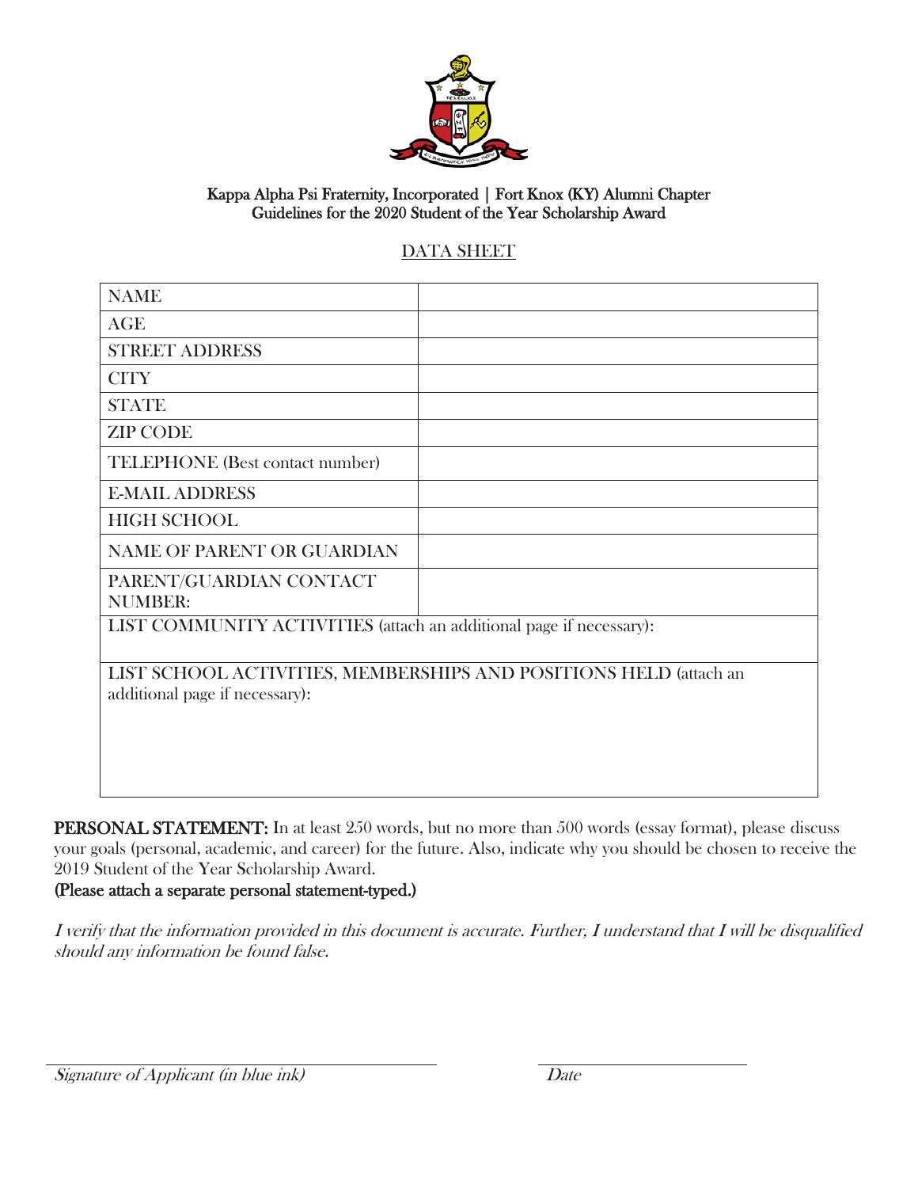Kappa Alpha Psi Fraternity, Incorporated | Fort Knox (KY) Alumni Chapter
Guidelines for the 2020 Student of the Year Scholarship Award

## DATA SHEET

| | |
|---|---|
| NAME | |
| AGE | |
| STREET ADDRESS | |
| CITY | |
| STATE | |
| ZIP CODE | |
| TELEPHONE (Best contact number) | |
| E-MAIL ADDRESS | |
| HIGH SCHOOL | |
| NAME OF PARENT OR GUARDIAN | |
| PARENT/GUARDIAN CONTACT NUMBER: | |
| LIST COMMUNITY ACTIVITIES (attach an additional page if necessary): | |
| LIST SCHOOL ACTIVITIES, MEMBERSHIPS AND POSITIONS HELD (attach an additional page if necessary): | |

**PERSONAL STATEMENT:** In at least 250 words, but no more than 500 words (essay format), please discuss your goals (personal, academic, and career) for the future. Also, indicate why you should be chosen to receive the 2019 Student of the Year Scholarship Award.
**(Please attach a separate personal statement-typed.)**

*I verify that the information provided in this document is accurate. Further, I understand that I will be disqualified should any information be found false.*

_______________________________ _______________

*Signature of Applicant (in blue ink)* *Date*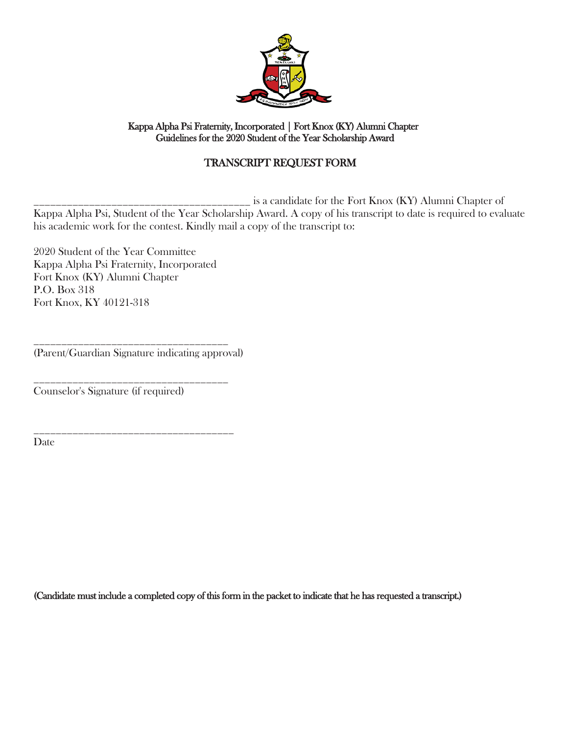Kappa Alpha Psi Fraternity, Incorporated | Fort Knox (KY) Alumni Chapter
Guidelines for the 2020 Student of the Year Scholarship Award

## TRANSCRIPT REQUEST FORM

_______________________________________ is a candidate for the Fort Knox (KY) Alumni Chapter of Kappa Alpha Psi, Student of the Year Scholarship Award. A copy of his transcript to date is required to evaluate his academic work for the contest. Kindly mail a copy of the transcript to:

2020 Student of the Year Committee
Kappa Alpha Psi Fraternity, Incorporated
Fort Knox (KY) Alumni Chapter
P.O. Box 318
Fort Knox, KY 40121-318

___________________________________
(Parent/Guardian Signature indicating approval)

___________________________________
Counselor's Signature (if required)

____________________________________
Date

**(Candidate must include a completed copy of this form in the packet to indicate that he has requested a transcript.)**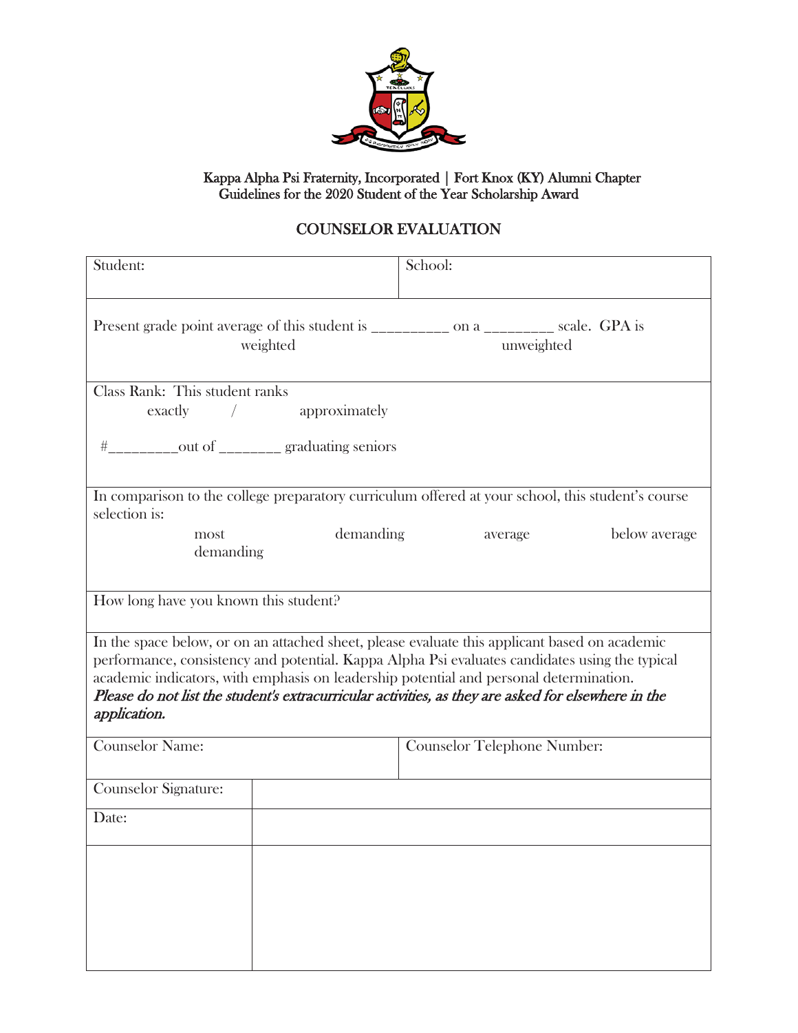Kappa Alpha Psi Fraternity, Incorporated | Fort Knox (KY) Alumni Chapter
Guidelines for the 2020 Student of the Year Scholarship Award

## COUNSELOR EVALUATION

| | |
|---|---|
| Student: | School: |
| Present grade point average of this student is _________ on a ________ scale. GPA is weighted unweighted | |
| Class Rank: This student ranks exactly / approximately #_________out of ________ graduating seniors | |
| In comparison to the college preparatory curriculum offered at your school, this student's course selection is: most demanding demanding average below average | |
| How long have you known this student? | |
| In the space below, or on an attached sheet, please evaluate this applicant based on academic performance, consistency and potential. Kappa Alpha Psi evaluates candidates using the typical academic indicators, with emphasis on leadership potential and personal determination. ***Please do not list the student's extracurricular activities, as they are asked for elsewhere in the application.*** | |
| Counselor Name: | Counselor Telephone Number: |
| Counselor Signature: | |
| Date: | |
| | |